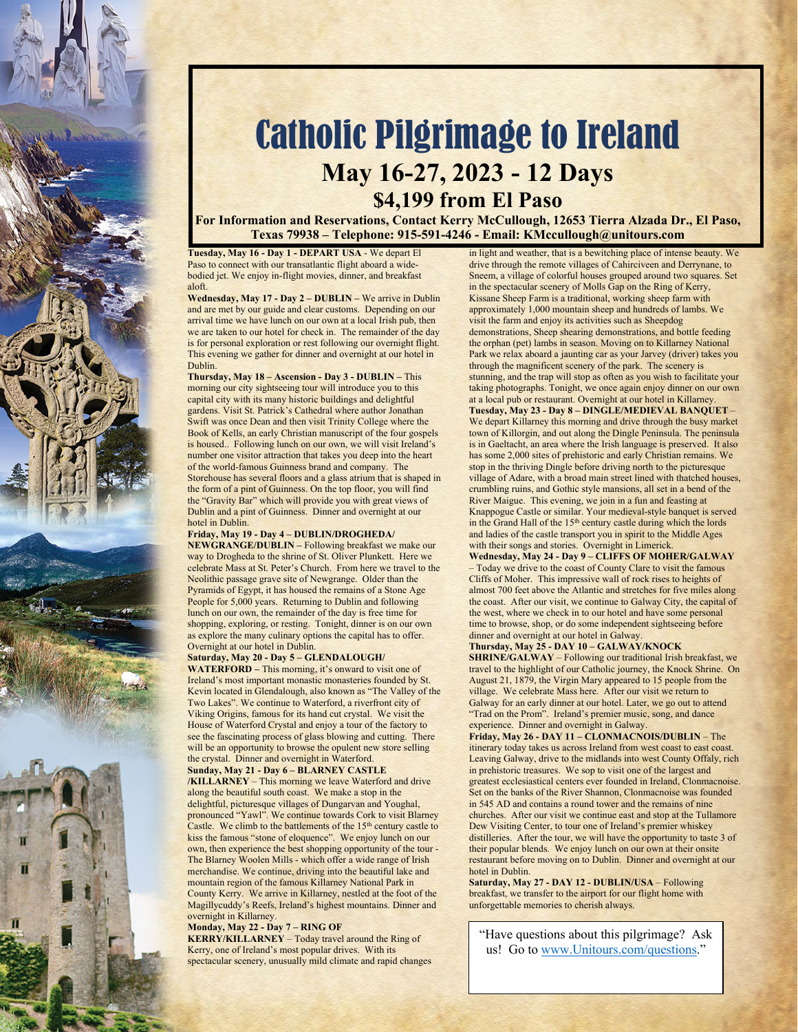# Catholic Pilgrimage to Ireland

## May 16-27, 2023 - 12 Days

## $4,199 from El Paso

**For Information and Reservations, Contact Kerry McCullough, 12653 Tierra Alzada Dr., El Paso, Texas 79938 – Telephone: 915-591-4246 - Email: KMccullough@unitours.com**

**Tuesday, May 16 - Day 1 - DEPART USA** - We depart El Paso to connect with our transatlantic flight aboard a wide-bodied jet. We enjoy in-flight movies, dinner, and breakfast aloft.

**Wednesday, May 17 - Day 2 – DUBLIN –** We arrive in Dublin and are met by our guide and clear customs. Depending on our arrival time we have lunch on our own at a local Irish pub, then we are taken to our hotel for check in. The remainder of the day is for personal exploration or rest following our overnight flight. This evening we gather for dinner and overnight at our hotel in Dublin.

**Thursday, May 18 – Ascension - Day 3 - DUBLIN –** This morning our city sightseeing tour will introduce you to this capital city with its many historic buildings and delightful gardens. Visit St. Patrick's Cathedral where author Jonathan Swift was once Dean and then visit Trinity College where the Book of Kells, an early Christian manuscript of the four gospels is housed.. Following lunch on our own, we will visit Ireland's number one visitor attraction that takes you deep into the heart of the world-famous Guinness brand and company. The Storehouse has several floors and a glass atrium that is shaped in the form of a pint of Guinness. On the top floor, you will find the "Gravity Bar" which will provide you with great views of Dublin and a pint of Guinness. Dinner and overnight at our hotel in Dublin.

**Friday, May 19 - Day 4 – DUBLIN/DROGHEDA/ NEWGRANGE/DUBLIN –** Following breakfast we make our way to Drogheda to the shrine of St. Oliver Plunkett. Here we celebrate Mass at St. Peter's Church. From here we travel to the Neolithic passage grave site of Newgrange. Older than the Pyramids of Egypt, it has housed the remains of a Stone Age People for 5,000 years. Returning to Dublin and following lunch on our own, the remainder of the day is free time for shopping, exploring, or resting. Tonight, dinner is on our own as explore the many culinary options the capital has to offer. Overnight at our hotel in Dublin.

**Saturday, May 20 - Day 5 – GLENDALOUGH/ WATERFORD –** This morning, it's onward to visit one of Ireland's most important monastic monasteries founded by St. Kevin located in Glendalough, also known as "The Valley of the Two Lakes". We continue to Waterford, a riverfront city of Viking Origins, famous for its hand cut crystal. We visit the House of Waterford Crystal and enjoy a tour of the factory to see the fascinating process of glass blowing and cutting. There will be an opportunity to browse the opulent new store selling the crystal. Dinner and overnight in Waterford.

**Sunday, May 21 - Day 6 – BLARNEY CASTLE /KILLARNEY** – This morning we leave Waterford and drive along the beautiful south coast. We make a stop in the delightful, picturesque villages of Dungarvan and Youghal, pronounced "Yawl". We continue towards Cork to visit Blarney Castle. We climb to the battlements of the 15th century castle to kiss the famous "stone of eloquence". We enjoy lunch on our own, then experience the best shopping opportunity of the tour - The Blarney Woolen Mills - which offer a wide range of Irish merchandise. We continue, driving into the beautiful lake and mountain region of the famous Killarney National Park in County Kerry. We arrive in Killarney, nestled at the foot of the Magillycuddy's Reefs, Ireland's highest mountains. Dinner and overnight in Killarney.

**Monday, May 22 - Day 7 – RING OF KERRY/KILLARNEY** – Today travel around the Ring of Kerry, one of Ireland's most popular drives. With its spectacular scenery, unusually mild climate and rapid changes in light and weather, that is a bewitching place of intense beauty. We drive through the remote villages of Cahirciveen and Derrynane, to Sneem, a village of colorful houses grouped around two squares. Set in the spectacular scenery of Molls Gap on the Ring of Kerry, Kissane Sheep Farm is a traditional, working sheep farm with approximately 1,000 mountain sheep and hundreds of lambs. We visit the farm and enjoy its activities such as Sheepdog demonstrations, Sheep shearing demonstrations, and bottle feeding the orphan (pet) lambs in season. Moving on to Killarney National Park we relax aboard a jaunting car as your Jarvey (driver) takes you through the magnificent scenery of the park. The scenery is stunning, and the trap will stop as often as you wish to facilitate your taking photographs. Tonight, we once again enjoy dinner on our own at a local pub or restaurant. Overnight at our hotel in Killarney.

**Tuesday, May 23 - Day 8 – DINGLE/MEDIEVAL BANQUET** – We depart Killarney this morning and drive through the busy market town of Killorgin, and out along the Dingle Peninsula. The peninsula is in Gaeltacht, an area where the Irish language is preserved. It also has some 2,000 sites of prehistoric and early Christian remains. We stop in the thriving Dingle before driving north to the picturesque village of Adare, with a broad main street lined with thatched houses, crumbling ruins, and Gothic style mansions, all set in a bend of the River Maigue. This evening, we join in a fun and feasting at Knappogue Castle or similar. Your medieval-style banquet is served in the Grand Hall of the 15th century castle during which the lords and ladies of the castle transport you in spirit to the Middle Ages with their songs and stories. Overnight in Limerick.

**Wednesday, May 24 - Day 9 – CLIFFS OF MOHER/GALWAY** – Today we drive to the coast of County Clare to visit the famous Cliffs of Moher. This impressive wall of rock rises to heights of almost 700 feet above the Atlantic and stretches for five miles along the coast. After our visit, we continue to Galway City, the capital of the west, where we check in to our hotel and have some personal time to browse, shop, or do some independent sightseeing before dinner and overnight at our hotel in Galway.

**Thursday, May 25 - DAY 10 – GALWAY/KNOCK SHRINE/GALWAY** – Following our traditional Irish breakfast, we travel to the highlight of our Catholic journey, the Knock Shrine. On August 21, 1879, the Virgin Mary appeared to 15 people from the village. We celebrate Mass here. After our visit we return to Galway for an early dinner at our hotel. Later, we go out to attend "Trad on the Prom". Ireland's premier music, song, and dance experience. Dinner and overnight in Galway.

**Friday, May 26 - DAY 11 – CLONMACNOIS/DUBLIN** – The itinerary today takes us across Ireland from west coast to east coast. Leaving Galway, drive to the midlands into west County Offaly, rich in prehistoric treasures. We sop to visit one of the largest and greatest ecclesiastical centers ever founded in Ireland, Clonmacnoise. Set on the banks of the River Shannon, Clonmacnoise was founded in 545 AD and contains a round tower and the remains of nine churches. After our visit we continue east and stop at the Tullamore Dew Visiting Center, to tour one of Ireland's premier whiskey distilleries. After the tour, we will have the opportunity to taste 3 of their popular blends. We enjoy lunch on our own at their onsite restaurant before moving on to Dublin. Dinner and overnight at our hotel in Dublin.

**Saturday, May 27 - DAY 12 - DUBLIN/USA** – Following breakfast, we transfer to the airport for our flight home with unforgettable memories to cherish always.

"Have questions about this pilgrimage? Ask us! Go to www.Unitours.com/questions."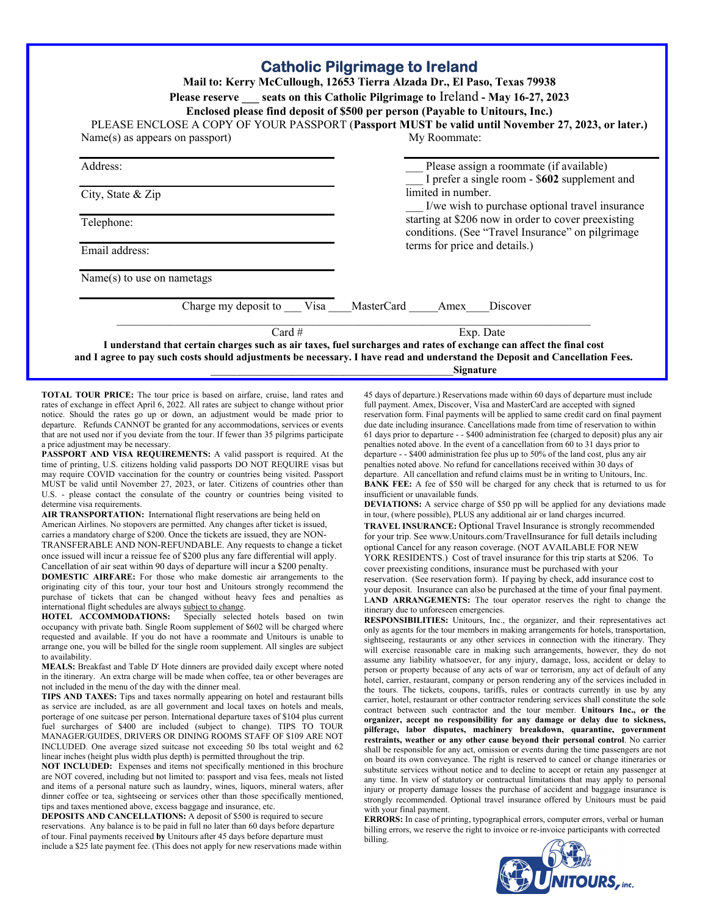# Catholic Pilgrimage to Ireland

**Mail to: Kerry McCullough, 12653 Tierra Alzada Dr., El Paso, Texas 79938**

**Please reserve ___ seats on this Catholic Pilgrimage to Ireland - May 16-27, 2023**

**Enclosed please find deposit of $500 per person (Payable to Unitours, Inc.)**

PLEASE ENCLOSE A COPY OF YOUR PASSPORT (**Passport MUST be valid until November 27, 2023, or later.**)

Name(s) as appears on passport) ______________________

My Roommate: ______________________

Address: ______________________

City, State & Zip ______________________

Telephone: ______________________

Email address: ______________________

Name(s) to use on nametags ______________________

___ Please assign a roommate (if available)

___ I prefer a single room - $**602** supplement and limited in number.

___ I/we wish to purchase optional travel insurance starting at $206 now in order to cover preexisting conditions. (See "Travel Insurance" on pilgrimage terms for price and details.)

Charge my deposit to ___ Visa ____MasterCard _____Amex____Discover

______________________ Card # ______________________ Exp. Date

**I understand that certain charges such as air taxes, fuel surcharges and rates of exchange can affect the final cost and I agree to pay such costs should adjustments be necessary. I have read and understand the Deposit and Cancellation Fees.**

______________________ **Signature**

**TOTAL TOUR PRICE:** The tour price is based on airfare, cruise, land rates and rates of exchange in effect April 6, 2022. All rates are subject to change without prior notice. Should the rates go up or down, an adjustment would be made prior to departure. Refunds CANNOT be granted for any accommodations, services or events that are not used nor if you deviate from the tour. If fewer than 35 pilgrims participate a price adjustment may be necessary.

**PASSPORT AND VISA REQUIREMENTS:** A valid passport is required. At the time of printing, U.S. citizens holding valid passports DO NOT REQUIRE visas but may require COVID vaccination for the country or countries being visited. Passport MUST be valid until November 27, 2023, or later. Citizens of countries other than U.S. - please contact the consulate of the country or countries being visited to determine visa requirements.

**AIR TRANSPORTATION:** International flight reservations are being held on American Airlines. No stopovers are permitted. Any changes after ticket is issued, carries a mandatory charge of $200. Once the tickets are issued, they are NON-TRANSFERABLE AND NON-REFUNDABLE. Any requests to change a ticket once issued will incur a reissue fee of $200 plus any fare differential will apply. Cancellation of air seat within 90 days of departure will incur a $200 penalty.

**DOMESTIC AIRFARE:** For those who make domestic air arrangements to the originating city of this tour, your tour host and Unitours strongly recommend the purchase of tickets that can be changed without heavy fees and penalties as international flight schedules are always subject to change.

**HOTEL ACCOMMODATIONS:** Specially selected hotels based on twin occupancy with private bath. Single Room supplement of $602 will be charged where requested and available. If you do not have a roommate and Unitours is unable to arrange one, you will be billed for the single room supplement. All singles are subject to availability.

**MEALS:** Breakfast and Table D' Hote dinners are provided daily except where noted in the itinerary. An extra charge will be made when coffee, tea or other beverages are not included in the menu of the day with the dinner meal.

**TIPS AND TAXES:** Tips and taxes normally appearing on hotel and restaurant bills as service are included, as are all government and local taxes on hotels and meals, porterage of one suitcase per person. International departure taxes of $104 plus current fuel surcharges of $400 are included (subject to change). TIPS TO TOUR MANAGER/GUIDES, DRIVERS OR DINING ROOMS STAFF OF $109 ARE NOT INCLUDED. One average sized suitcase not exceeding 50 lbs total weight and 62 linear inches (height plus width plus depth) is permitted throughout the trip.

**NOT INCLUDED:** Expenses and items not specifically mentioned in this brochure are NOT covered, including but not limited to: passport and visa fees, meals not listed and items of a personal nature such as laundry, wines, liquors, mineral waters, after dinner coffee or tea, sightseeing or services other than those specifically mentioned, tips and taxes mentioned above, excess baggage and insurance, etc.

**DEPOSITS AND CANCELLATIONS:** A deposit of $500 is required to secure reservations. Any balance is to be paid in full no later than 60 days before departure of tour. Final payments received **by** Unitours after 45 days before departure must include a $25 late payment fee. (This does not apply for new reservations made within 45 days of departure.) Reservations made within 60 days of departure must include full payment. Amex, Discover, Visa and MasterCard are accepted with signed reservation form. Final payments will be applied to same credit card on final payment due date including insurance. Cancellations made from time of reservation to within 61 days prior to departure - - $400 administration fee (charged to deposit) plus any air penalties noted above. In the event of a cancellation from 60 to 31 days prior to departure - - $400 administration fee plus up to 50% of the land cost, plus any air penalties noted above. No refund for cancellations received within 30 days of departure. All cancellation and refund claims must be in writing to Unitours, Inc.

**BANK FEE:** A fee of $50 will be charged for any check that is returned to us for insufficient or unavailable funds.

**DEVIATIONS:** A service charge of $50 pp will be applied for any deviations made in tour, (where possible), PLUS any additional air or land charges incurred.

**TRAVEL INSURANCE:** Optional Travel Insurance is strongly recommended for your trip. See www.Unitours.com/TravelInsurance for full details including optional Cancel for any reason coverage. (NOT AVAILABLE FOR NEW YORK RESIDENTS.) Cost of travel insurance for this trip starts at $206. To cover preexisting conditions, insurance must be purchased with your reservation. (See reservation form). If paying by check, add insurance cost to your deposit. Insurance can also be purchased at the time of your final payment.

**LAND ARRANGEMENTS:** The tour operator reserves the right to change the itinerary due to unforeseen emergencies.

**RESPONSIBILITIES:** Unitours, Inc., the organizer, and their representatives act only as agents for the tour members in making arrangements for hotels, transportation, sightseeing, restaurants or any other services in connection with the itinerary. They will exercise reasonable care in making such arrangements, however, they do not assume any liability whatsoever, for any injury, damage, loss, accident or delay to person or property because of any acts of war or terrorism, any act of default of any hotel, carrier, restaurant, company or person rendering any of the services included in the tours. The tickets, coupons, tariffs, rules or contracts currently in use by any carrier, hotel, restaurant or other contractor rendering services shall constitute the sole contract between such contractor and the tour member. **Unitours Inc., or the organizer, accept no responsibility for any damage or delay due to sickness, pilferage, labor disputes, machinery breakdown, quarantine, government restraints, weather or any other cause beyond their personal control**. No carrier shall be responsible for any act, omission or events during the time passengers are not on board its own conveyance. The right is reserved to cancel or change itineraries or substitute services without notice and to decline to accept or retain any passenger at any time. In view of statutory or contractual limitations that may apply to personal injury or property damage losses the purchase of accident and baggage insurance is strongly recommended. Optional travel insurance offered by Unitours must be paid with your final payment.

**ERRORS:** In case of printing, typographical errors, computer errors, verbal or human billing errors, we reserve the right to invoice or re-invoice participants with corrected billing.

60th UNITOURS, inc.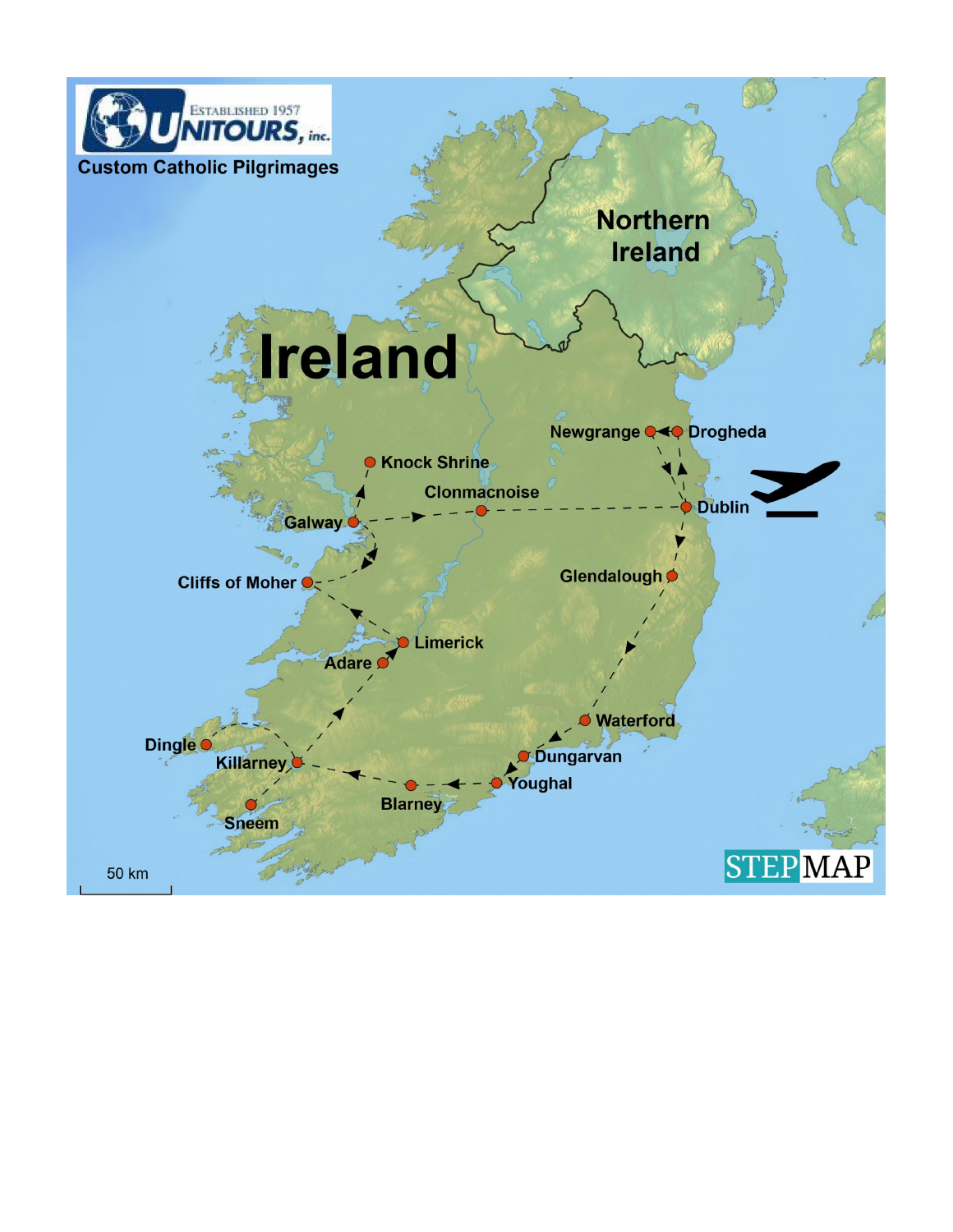ESTABLISHED 1957

UNITOURS, inc.

Custom Catholic Pilgrimages

Northern Ireland

Ireland

Newgrange

Drogheda

Knock Shrine

Clonmacnoise

Galway

Dublin

Cliffs of Moher

Glendalough

Limerick

Adare

Waterford

Dungarvan

Dingle

Killarney

Youghal

Blarney

Sneem

50 km

STEPMAP